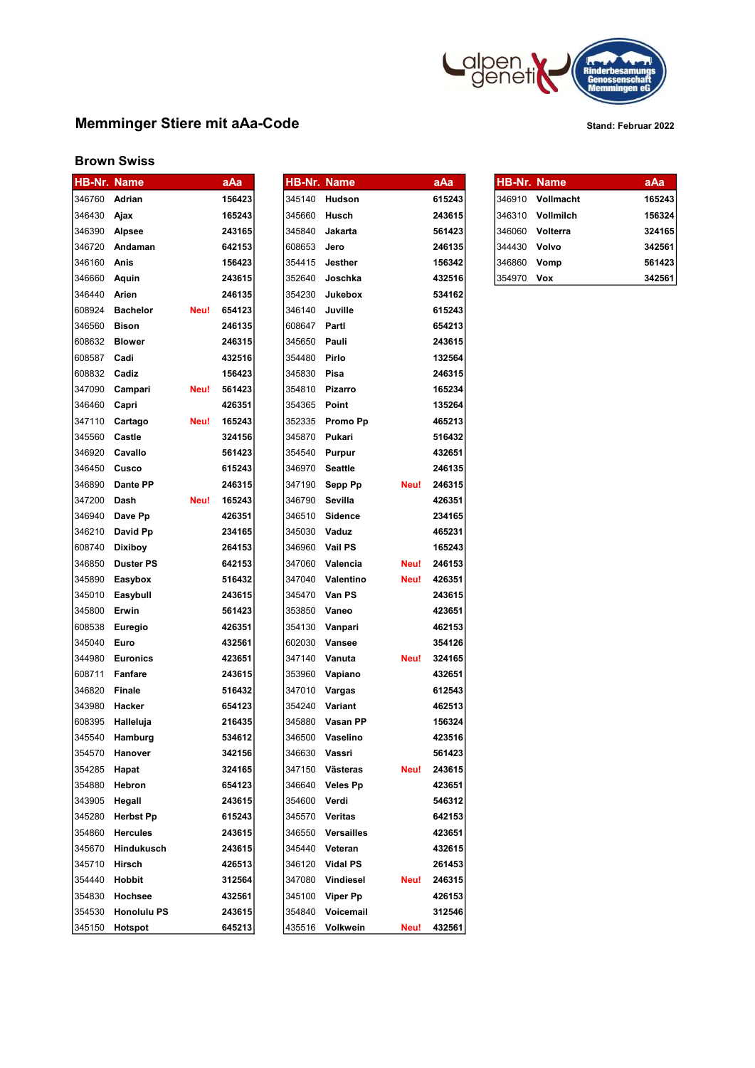## Memminger Stiere mit aAa-Code

Stand: Februar 2022

### Brown Swiss

| HB-Nr. | Name | | aAa |
|---|---|---|---|
| 346760 | **Adrian** | | **156423** |
| 346430 | **Ajax** | | **165243** |
| 346390 | **Alpsee** | | **243165** |
| 346720 | **Andaman** | | **642153** |
| 346160 | **Anis** | | **156423** |
| 346660 | **Aquin** | | **243615** |
| 346440 | **Arien** | | **246135** |
| 608924 | **Bachelor** | **Neu!** | **654123** |
| 346560 | **Bison** | | **246135** |
| 608632 | **Blower** | | **246315** |
| 608587 | **Cadi** | | **432516** |
| 608832 | **Cadiz** | | **156423** |
| 347090 | **Campari** | **Neu!** | **561423** |
| 346460 | **Capri** | | **426351** |
| 347110 | **Cartago** | **Neu!** | **165243** |
| 345560 | **Castle** | | **324156** |
| 346920 | **Cavallo** | | **561423** |
| 346450 | **Cusco** | | **615243** |
| 346890 | **Dante PP** | | **246315** |
| 347200 | **Dash** | **Neu!** | **165243** |
| 346940 | **Dave Pp** | | **426351** |
| 346210 | **David Pp** | | **234165** |
| 608740 | **Dixiboy** | | **264153** |
| 346850 | **Duster PS** | | **642153** |
| 345890 | **Easybox** | | **516432** |
| 345010 | **Easybull** | | **243615** |
| 345800 | **Erwin** | | **561423** |
| 608538 | **Euregio** | | **426351** |
| 345040 | **Euro** | | **432561** |
| 344980 | **Euronics** | | **423651** |
| 608711 | **Fanfare** | | **243615** |
| 346820 | **Finale** | | **516432** |
| 343980 | **Hacker** | | **654123** |
| 608395 | **Halleluja** | | **216435** |
| 345540 | **Hamburg** | | **534612** |
| 354570 | **Hanover** | | **342156** |
| 354285 | **Hapat** | | **324165** |
| 354880 | **Hebron** | | **654123** |
| 343905 | **Hegall** | | **243615** |
| 345280 | **Herbst Pp** | | **615243** |
| 354860 | **Hercules** | | **243615** |
| 345670 | **Hindukusch** | | **243615** |
| 345710 | **Hirsch** | | **426513** |
| 354440 | **Hobbit** | | **312564** |
| 354830 | **Hochsee** | | **432561** |
| 354530 | **Honolulu PS** | | **243615** |
| 345150 | **Hotspot** | | **645213** |
| 345140 | **Hudson** | | **615243** |
| 345660 | **Husch** | | **243615** |
| 345840 | **Jakarta** | | **561423** |
| 608653 | **Jero** | | **246135** |
| 354415 | **Jesther** | | **156342** |
| 352640 | **Joschka** | | **432516** |
| 354230 | **Jukebox** | | **534162** |
| 346140 | **Juville** | | **615243** |
| 608647 | **Partl** | | **654213** |
| 345650 | **Pauli** | | **243615** |
| 354480 | **Pirlo** | | **132564** |
| 345830 | **Pisa** | | **246315** |
| 354810 | **Pizarro** | | **165234** |
| 354365 | **Point** | | **135264** |
| 352335 | **Promo Pp** | | **465213** |
| 345870 | **Pukari** | | **516432** |
| 354540 | **Purpur** | | **432651** |
| 346970 | **Seattle** | | **246135** |
| 347190 | **Sepp Pp** | **Neu!** | **246315** |
| 346790 | **Sevilla** | | **426351** |
| 346510 | **Sidence** | | **234165** |
| 345030 | **Vaduz** | | **465231** |
| 346960 | **Vail PS** | | **165243** |
| 347060 | **Valencia** | **Neu!** | **246153** |
| 347040 | **Valentino** | **Neu!** | **426351** |
| 345470 | **Van PS** | | **243615** |
| 353850 | **Vaneo** | | **423651** |
| 354130 | **Vanpari** | | **462153** |
| 602030 | **Vansee** | | **354126** |
| 347140 | **Vanuta** | **Neu!** | **324165** |
| 353960 | **Vapiano** | | **432651** |
| 347010 | **Vargas** | | **612543** |
| 354240 | **Variant** | | **462513** |
| 345880 | **Vasan PP** | | **156324** |
| 346500 | **Vaselino** | | **423516** |
| 346630 | **Vassri** | | **561423** |
| 347150 | **Västeras** | **Neu!** | **243615** |
| 346640 | **Veles Pp** | | **423651** |
| 354600 | **Verdi** | | **546312** |
| 345570 | **Veritas** | | **642153** |
| 346550 | **Versailles** | | **423651** |
| 345440 | **Veteran** | | **432615** |
| 346120 | **Vidal PS** | | **261453** |
| 347080 | **Vindiesel** | **Neu!** | **246315** |
| 345100 | **Viper Pp** | | **426153** |
| 354840 | **Voicemail** | | **312546** |
| 435516 | **Volkwein** | **Neu!** | **432561** |
| 346910 | **Vollmacht** | | **165243** |
| 346310 | **Vollmilch** | | **156324** |
| 346060 | **Volterra** | | **324165** |
| 344430 | **Volvo** | | **342561** |
| 346860 | **Vomp** | | **561423** |
| 354970 | **Vox** | | **342561** |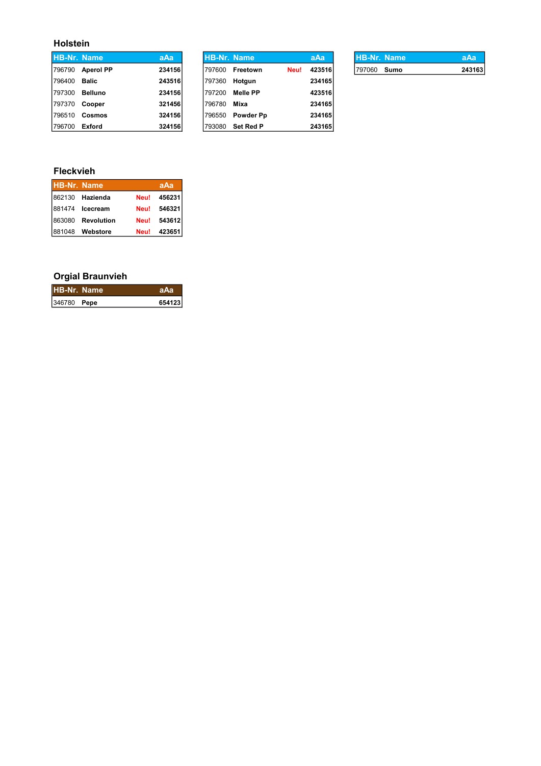## Holstein

| HB-Nr. | Name | | aAa |
|---|---|---|---|
| 796790 | **Aperol PP** | | **234156** |
| 796400 | **Balic** | | **243516** |
| 797300 | **Belluno** | | **234156** |
| 797370 | **Cooper** | | **321456** |
| 796510 | **Cosmos** | | **324156** |
| 796700 | **Exford** | | **324156** |
| 797600 | **Freetown** | Neu! | **423516** |
| 797360 | **Hotgun** | | **234165** |
| 797200 | **Melle PP** | | **423516** |
| 796780 | **Mixa** | | **234165** |
| 796550 | **Powder Pp** | | **234165** |
| 793080 | **Set Red P** | | **243165** |
| 797060 | **Sumo** | | **243163** |

## Fleckvieh

| HB-Nr. | Name | | aAa |
|---|---|---|---|
| 862130 | **Hazienda** | Neu! | **456231** |
| 881474 | **Icecream** | Neu! | **546321** |
| 863080 | **Revolution** | Neu! | **543612** |
| 881048 | **Webstore** | Neu! | **423651** |

## Orgial Braunvieh

| HB-Nr. | Name | aAa |
|---|---|---|
| 346780 | **Pepe** | **654123** |